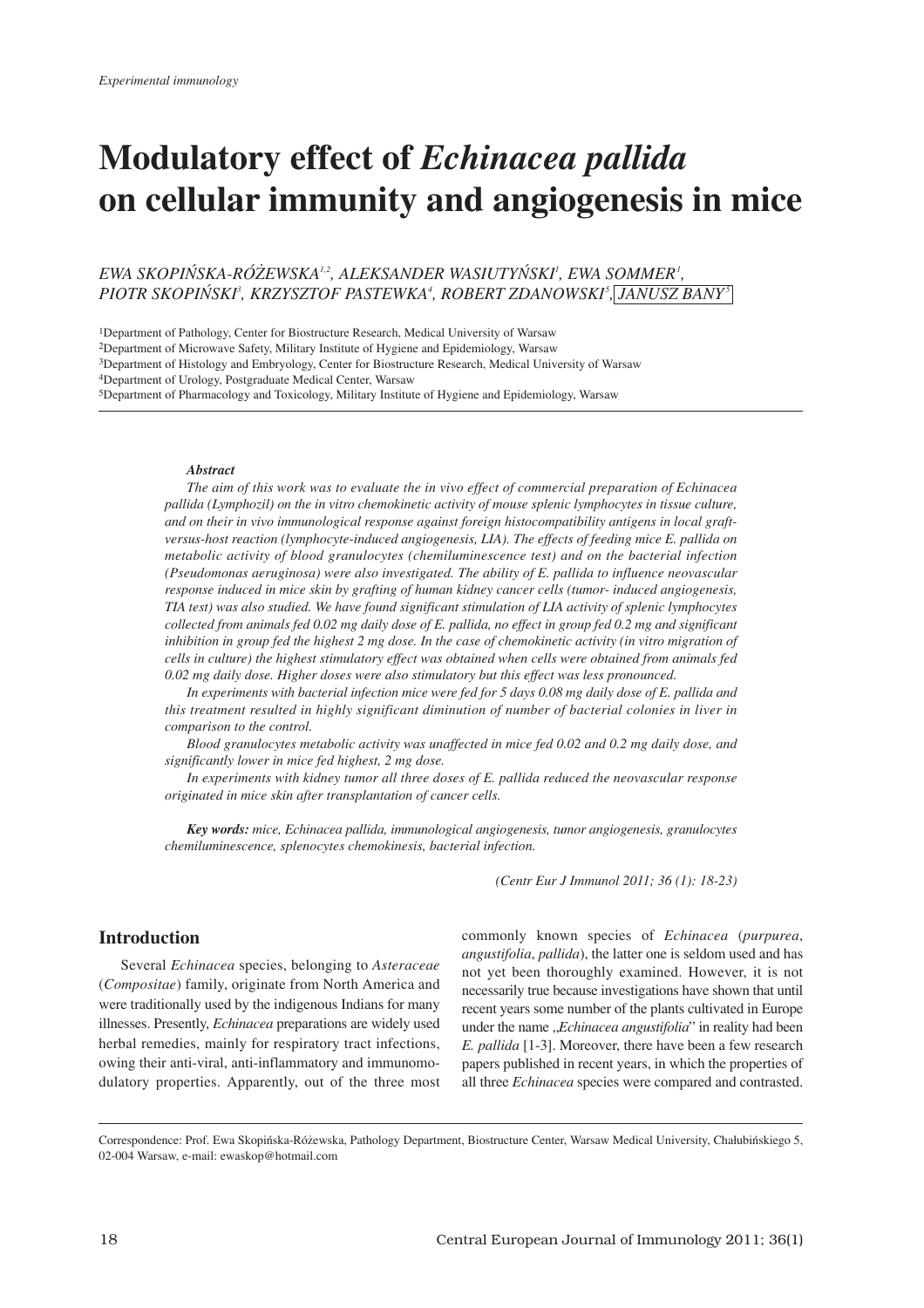*Experimental immunology*

# Modulatory effect of *Echinacea pallida* on cellular immunity and angiogenesis in mice

*EWA SKOPIŃSKA-RÓŻEWSKA[1,2], ALEKSANDER WASIUTYŃSKI[1], EWA SOMMER[1], PIOTR SKOPIŃSKI[3], KRZYSZTOF PASTEWKA[4], ROBERT ZDANOWSKI[5], JANUSZ BANY[5]*

[1]Department of Pathology, Center for Biostructure Research, Medical University of Warsaw
[2]Department of Microwave Safety, Military Institute of Hygiene and Epidemiology, Warsaw
[3]Department of Histology and Embryology, Center for Biostructure Research, Medical University of Warsaw
[4]Department of Urology, Postgraduate Medical Center, Warsaw
[5]Department of Pharmacology and Toxicology, Military Institute of Hygiene and Epidemiology, Warsaw

***Abstract***

*The aim of this work was to evaluate the in vivo effect of commercial preparation of Echinacea pallida (Lymphozil) on the in vitro chemokinetic activity of mouse splenic lymphocytes in tissue culture, and on their in vivo immunological response against foreign histocompatibility antigens in local graft-versus-host reaction (lymphocyte-induced angiogenesis, LIA). The effects of feeding mice E. pallida on metabolic activity of blood granulocytes (chemiluminescence test) and on the bacterial infection (Pseudomonas aeruginosa) were also investigated. The ability of E. pallida to influence neovascular response induced in mice skin by grafting of human kidney cancer cells (tumor- induced angiogenesis, TIA test) was also studied. We have found significant stimulation of LIA activity of splenic lymphocytes collected from animals fed 0.02 mg daily dose of E. pallida, no effect in group fed 0.2 mg and significant inhibition in group fed the highest 2 mg dose. In the case of chemokinetic activity (in vitro migration of cells in culture) the highest stimulatory effect was obtained when cells were obtained from animals fed 0.02 mg daily dose. Higher doses were also stimulatory but this effect was less pronounced.*

*In experiments with bacterial infection mice were fed for 5 days 0.08 mg daily dose of E. pallida and this treatment resulted in highly significant diminution of number of bacterial colonies in liver in comparison to the control.*

*Blood granulocytes metabolic activity was unaffected in mice fed 0.02 and 0.2 mg daily dose, and significantly lower in mice fed highest, 2 mg dose.*

*In experiments with kidney tumor all three doses of E. pallida reduced the neovascular response originated in mice skin after transplantation of cancer cells.*

***Key words:** mice, Echinacea pallida, immunological angiogenesis, tumor angiogenesis, granulocytes chemiluminescence, splenocytes chemokinesis, bacterial infection.*

*(Centr Eur J Immunol 2011; 36 (1): 18-23)*

## Introduction

Several *Echinacea* species, belonging to *Asteraceae* (*Compositae*) family, originate from North America and were traditionally used by the indigenous Indians for many illnesses. Presently, *Echinacea* preparations are widely used herbal remedies, mainly for respiratory tract infections, owing their anti-viral, anti-inflammatory and immunomodulatory properties. Apparently, out of the three most commonly known species of *Echinacea* (*purpurea*, *angustifolia*, *pallida*), the latter one is seldom used and has not yet been thoroughly examined. However, it is not necessarily true because investigations have shown that until recent years some number of the plants cultivated in Europe under the name „*Echinacea angustifolia*" in reality had been *E. pallida* [1-3]. Moreover, there have been a few research papers published in recent years, in which the properties of all three *Echinacea* species were compared and contrasted.

Correspondence: Prof. Ewa Skopińska-Różewska, Pathology Department, Biostructure Center, Warsaw Medical University, Chałubińskiego 5, 02-004 Warsaw, e-mail: ewaskop@hotmail.com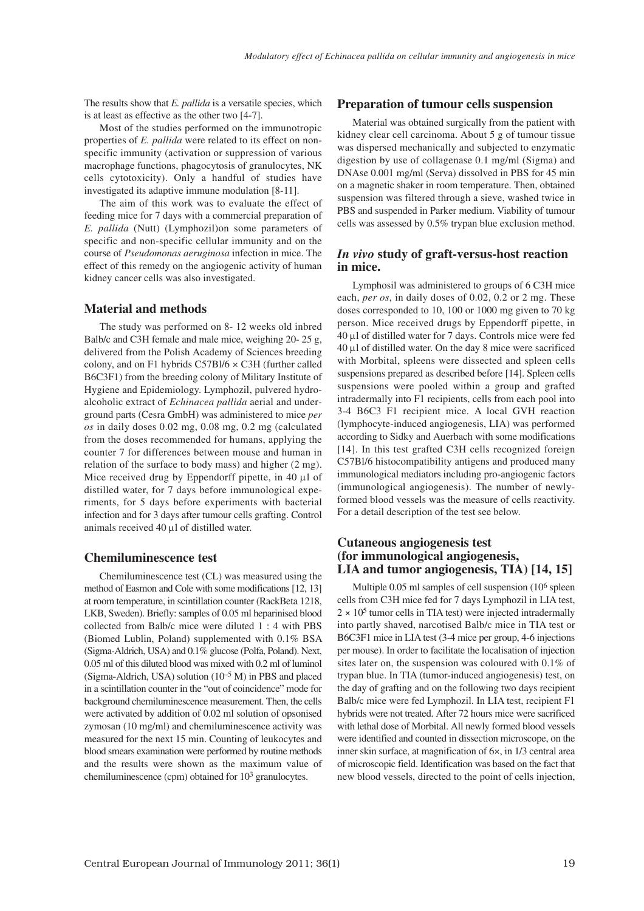The results show that *E. pallida* is a versatile species, which is at least as effective as the other two [4-7].

Most of the studies performed on the immunotropic properties of *E. pallida* were related to its effect on non-specific immunity (activation or suppression of various macrophage functions, phagocytosis of granulocytes, NK cells cytotoxicity). Only a handful of studies have investigated its adaptive immune modulation [8-11].

The aim of this work was to evaluate the effect of feeding mice for 7 days with a commercial preparation of *E. pallida* (Nutt) (Lymphozil)on some parameters of specific and non-specific cellular immunity and on the course of *Pseudomonas aeruginosa* infection in mice. The effect of this remedy on the angiogenic activity of human kidney cancer cells was also investigated.

## Material and methods

The study was performed on 8- 12 weeks old inbred Balb/c and C3H female and male mice, weighing 20- 25 g, delivered from the Polish Academy of Sciences breeding colony, and on F1 hybrids C57Bl/6 × C3H (further called B6C3F1) from the breeding colony of Military Institute of Hygiene and Epidemiology. Lymphozil, pulvered hydro-alcoholic extract of *Echinacea pallida* aerial and underground parts (Cesra GmbH) was administered to mice *per os* in daily doses 0.02 mg, 0.08 mg, 0.2 mg (calculated from the doses recommended for humans, applying the counter 7 for differences between mouse and human in relation of the surface to body mass) and higher (2 mg). Mice received drug by Eppendorff pipette, in 40 µl of distilled water, for 7 days before immunological experiments, for 5 days before experiments with bacterial infection and for 3 days after tumour cells grafting. Control animals received 40 µl of distilled water.

## Chemiluminescence test

Chemiluminescence test (CL) was measured using the method of Easmon and Cole with some modifications [12, 13] at room temperature, in scintillation counter (RackBeta 1218, LKB, Sweden). Briefly: samples of 0.05 ml heparinised blood collected from Balb/c mice were diluted 1 : 4 with PBS (Biomed Lublin, Poland) supplemented with 0.1% BSA (Sigma-Aldrich, USA) and 0.1% glucose (Polfa, Poland). Next, 0.05 ml of this diluted blood was mixed with 0.2 ml of luminol (Sigma-Aldrich, USA) solution ($10^{-5}$ M) in PBS and placed in a scintillation counter in the "out of coincidence" mode for background chemiluminescence measurement. Then, the cells were activated by addition of 0.02 ml solution of opsonised zymosan (10 mg/ml) and chemiluminescence activity was measured for the next 15 min. Counting of leukocytes and blood smears examination were performed by routine methods and the results were shown as the maximum value of chemiluminescence (cpm) obtained for $10^3$ granulocytes.

## Preparation of tumour cells suspension

Material was obtained surgically from the patient with kidney clear cell carcinoma. About 5 g of tumour tissue was dispersed mechanically and subjected to enzymatic digestion by use of collagenase 0.1 mg/ml (Sigma) and DNAse 0.001 mg/ml (Serva) dissolved in PBS for 45 min on a magnetic shaker in room temperature. Then, obtained suspension was filtered through a sieve, washed twice in PBS and suspended in Parker medium. Viability of tumour cells was assessed by 0.5% trypan blue exclusion method.

## *In vivo* study of graft-versus-host reaction in mice.

Lymphosil was administered to groups of 6 C3H mice each, *per os*, in daily doses of 0.02, 0.2 or 2 mg. These doses corresponded to 10, 100 or 1000 mg given to 70 kg person. Mice received drugs by Eppendorff pipette, in 40 µl of distilled water for 7 days. Controls mice were fed 40 µl of distilled water. On the day 8 mice were sacrificed with Morbital, spleens were dissected and spleen cells suspensions prepared as described before [14]. Spleen cells suspensions were pooled within a group and grafted intradermally into F1 recipients, cells from each pool into 3-4 B6C3 F1 recipient mice. A local GVH reaction (lymphocyte-induced angiogenesis, LIA) was performed according to Sidky and Auerbach with some modifications [14]. In this test grafted C3H cells recognized foreign C57Bl/6 histocompatibility antigens and produced many immunological mediators including pro-angiogenic factors (immunological angiogenesis). The number of newly-formed blood vessels was the measure of cells reactivity. For a detail description of the test see below.

## Cutaneous angiogenesis test (for immunological angiogenesis, LIA and tumor angiogenesis, TIA) [14, 15]

Multiple 0.05 ml samples of cell suspension ($10^6$ spleen cells from C3H mice fed for 7 days Lymphozil in LIA test, $2 \times 10^5$ tumor cells in TIA test) were injected intradermally into partly shaved, narcotised Balb/c mice in TIA test or B6C3F1 mice in LIA test (3-4 mice per group, 4-6 injections per mouse). In order to facilitate the localisation of injection sites later on, the suspension was coloured with 0.1% of trypan blue. In TIA (tumor-induced angiogenesis) test, on the day of grafting and on the following two days recipient Balb/c mice were fed Lymphozil. In LIA test, recipient F1 hybrids were not treated. After 72 hours mice were sacrificed with lethal dose of Morbital. All newly formed blood vessels were identified and counted in dissection microscope, on the inner skin surface, at magnification of 6×, in 1/3 central area of microscopic field. Identification was based on the fact that new blood vessels, directed to the point of cells injection,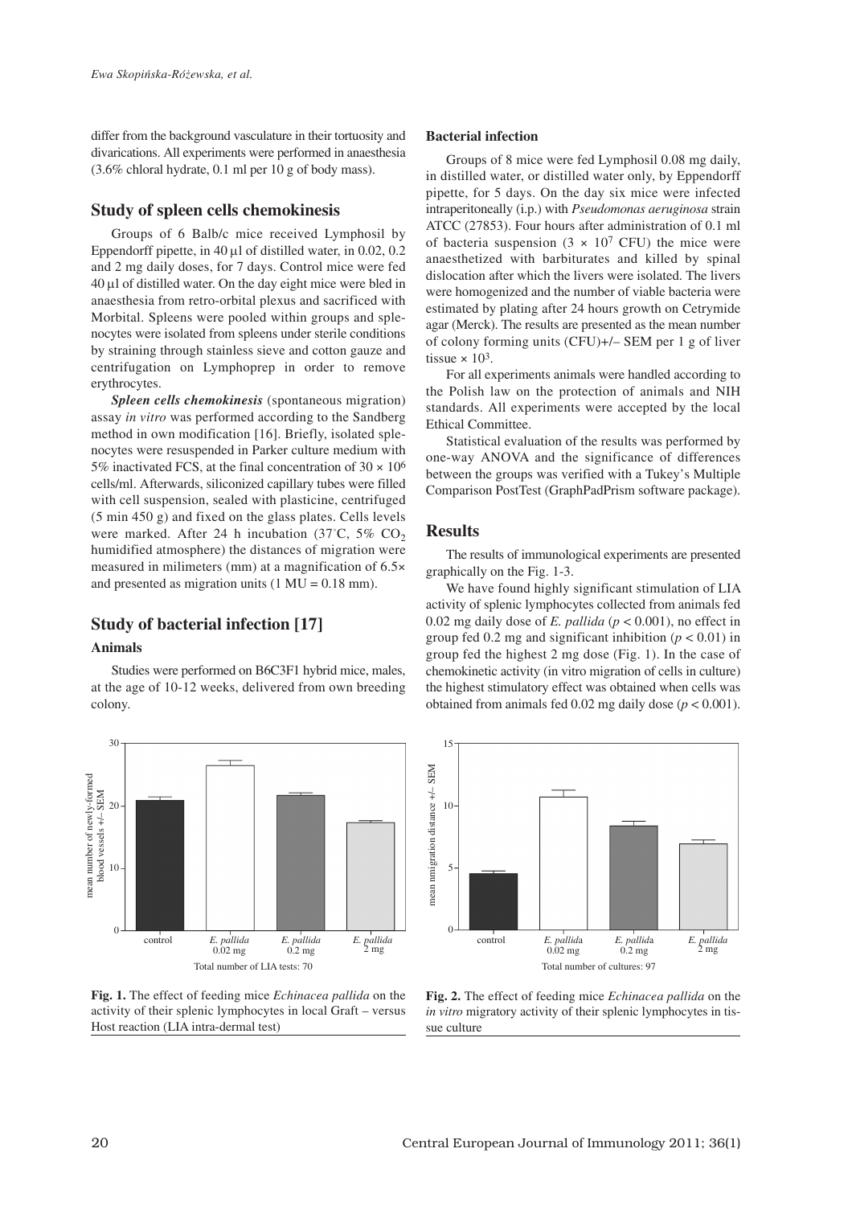differ from the background vasculature in their tortuosity and divarications. All experiments were performed in anaesthesia (3.6% chloral hydrate, 0.1 ml per 10 g of body mass).

## Study of spleen cells chemokinesis

Groups of 6 Balb/c mice received Lymphosil by Eppendorff pipette, in 40 µl of distilled water, in 0.02, 0.2 and 2 mg daily doses, for 7 days. Control mice were fed 40 µl of distilled water. On the day eight mice were bled in anaesthesia from retro-orbital plexus and sacrificed with Morbital. Spleens were pooled within groups and splenocytes were isolated from spleens under sterile conditions by straining through stainless sieve and cotton gauze and centrifugation on Lymphoprep in order to remove erythrocytes.

***Spleen cells chemokinesis*** (spontaneous migration) assay *in vitro* was performed according to the Sandberg method in own modification [16]. Briefly, isolated splenocytes were resuspended in Parker culture medium with 5% inactivated FCS, at the final concentration of $30 \times 10^6$ cells/ml. Afterwards, siliconized capillary tubes were filled with cell suspension, sealed with plasticine, centrifuged (5 min 450 g) and fixed on the glass plates. Cells levels were marked. After 24 h incubation (37°C, 5% $CO_2$ humidified atmosphere) the distances of migration were measured in milimeters (mm) at a magnification of 6.5× and presented as migration units (1 MU = 0.18 mm).

## Study of bacterial infection [17]

### Animals

Studies were performed on B6C3F1 hybrid mice, males, at the age of 10-12 weeks, delivered from own breeding colony.

### Bacterial infection

Groups of 8 mice were fed Lymphosil 0.08 mg daily, in distilled water, or distilled water only, by Eppendorff pipette, for 5 days. On the day six mice were infected intraperitoneally (i.p.) with *Pseudomonas aeruginosa* strain ATCC (27853). Four hours after administration of 0.1 ml of bacteria suspension ($3 \times 10^7$ CFU) the mice were anaesthetized with barbiturates and killed by spinal dislocation after which the livers were isolated. The livers were homogenized and the number of viable bacteria were estimated by plating after 24 hours growth on Cetrymide agar (Merck). The results are presented as the mean number of colony forming units (CFU)+/– SEM per 1 g of liver tissue $\times 10^3$.

For all experiments animals were handled according to the Polish law on the protection of animals and NIH standards. All experiments were accepted by the local Ethical Committee.

Statistical evaluation of the results was performed by one-way ANOVA and the significance of differences between the groups was verified with a Tukey's Multiple Comparison PostTest (GraphPadPrism software package).

## Results

The results of immunological experiments are presented graphically on the Fig. 1-3.

We have found highly significant stimulation of LIA activity of splenic lymphocytes collected from animals fed 0.02 mg daily dose of *E. pallida* ($p < 0.001$), no effect in group fed 0.2 mg and significant inhibition ($p < 0.01$) in group fed the highest 2 mg dose (Fig. 1). In the case of chemokinetic activity (in vitro migration of cells in culture) the highest stimulatory effect was obtained when cells was obtained from animals fed 0.02 mg daily dose ($p < 0.001$).

**Fig. 1.** The effect of feeding mice *Echinacea pallida* on the activity of their splenic lymphocytes in local Graft – versus Host reaction (LIA intra-dermal test)

**Fig. 2.** The effect of feeding mice *Echinacea pallida* on the *in vitro* migratory activity of their splenic lymphocytes in tissue culture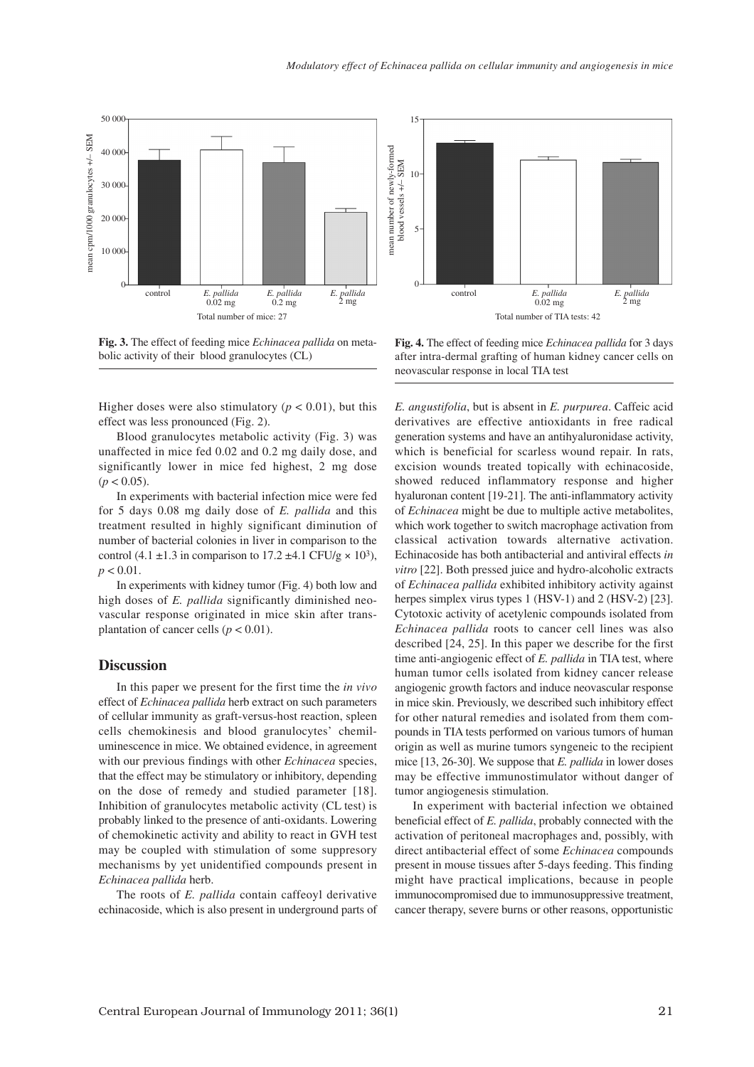**Fig. 3.** The effect of feeding mice *Echinacea pallida* on metabolic activity of their blood granulocytes (CL)

**Fig. 4.** The effect of feeding mice *Echinacea pallida* for 3 days after intra-dermal grafting of human kidney cancer cells on neovascular response in local TIA test

Higher doses were also stimulatory ($p < 0.01$), but this effect was less pronounced (Fig. 2).

Blood granulocytes metabolic activity (Fig. 3) was unaffected in mice fed 0.02 and 0.2 mg daily dose, and significantly lower in mice fed highest, 2 mg dose ($p < 0.05$).

In experiments with bacterial infection mice were fed for 5 days 0.08 mg daily dose of *E. pallida* and this treatment resulted in highly significant diminution of number of bacterial colonies in liver in comparison to the control ($4.1 \pm 1.3$ in comparison to $17.2 \pm 4.1$ CFU/g $\times 10^3$), $p < 0.01$.

In experiments with kidney tumor (Fig. 4) both low and high doses of *E. pallida* significantly diminished neovascular response originated in mice skin after transplantation of cancer cells ($p < 0.01$).

## Discussion

In this paper we present for the first time the *in vivo* effect of *Echinacea pallida* herb extract on such parameters of cellular immunity as graft-versus-host reaction, spleen cells chemokinesis and blood granulocytes' chemiluminescence in mice. We obtained evidence, in agreement with our previous findings with other *Echinacea* species, that the effect may be stimulatory or inhibitory, depending on the dose of remedy and studied parameter [18]. Inhibition of granulocytes metabolic activity (CL test) is probably linked to the presence of anti-oxidants. Lowering of chemokinetic activity and ability to react in GVH test may be coupled with stimulation of some suppresory mechanisms by yet unidentified compounds present in *Echinacea pallida* herb.

The roots of *E. pallida* contain caffeoyl derivative echinacoside, which is also present in underground parts of *E. angustifolia*, but is absent in *E. purpurea*. Caffeic acid derivatives are effective antioxidants in free radical generation systems and have an antihyaluronidase activity, which is beneficial for scarless wound repair. In rats, excision wounds treated topically with echinacoside, showed reduced inflammatory response and higher hyaluronan content [19-21]. The anti-inflammatory activity of *Echinacea* might be due to multiple active metabolites, which work together to switch macrophage activation from classical activation towards alternative activation. Echinacoside has both antibacterial and antiviral effects *in vitro* [22]. Both pressed juice and hydro-alcoholic extracts of *Echinacea pallida* exhibited inhibitory activity against herpes simplex virus types 1 (HSV-1) and 2 (HSV-2) [23]. Cytotoxic activity of acetylenic compounds isolated from *Echinacea pallida* roots to cancer cell lines was also described [24, 25]. In this paper we describe for the first time anti-angiogenic effect of *E. pallida* in TIA test, where human tumor cells isolated from kidney cancer release angiogenic growth factors and induce neovascular response in mice skin. Previously, we described such inhibitory effect for other natural remedies and isolated from them compounds in TIA tests performed on various tumors of human origin as well as murine tumors syngeneic to the recipient mice [13, 26-30]. We suppose that *E. pallida* in lower doses may be effective immunostimulator without danger of tumor angiogenesis stimulation.

In experiment with bacterial infection we obtained beneficial effect of *E. pallida*, probably connected with the activation of peritoneal macrophages and, possibly, with direct antibacterial effect of some *Echinacea* compounds present in mouse tissues after 5-days feeding. This finding might have practical implications, because in people immunocompromised due to immunosuppressive treatment, cancer therapy, severe burns or other reasons, opportunistic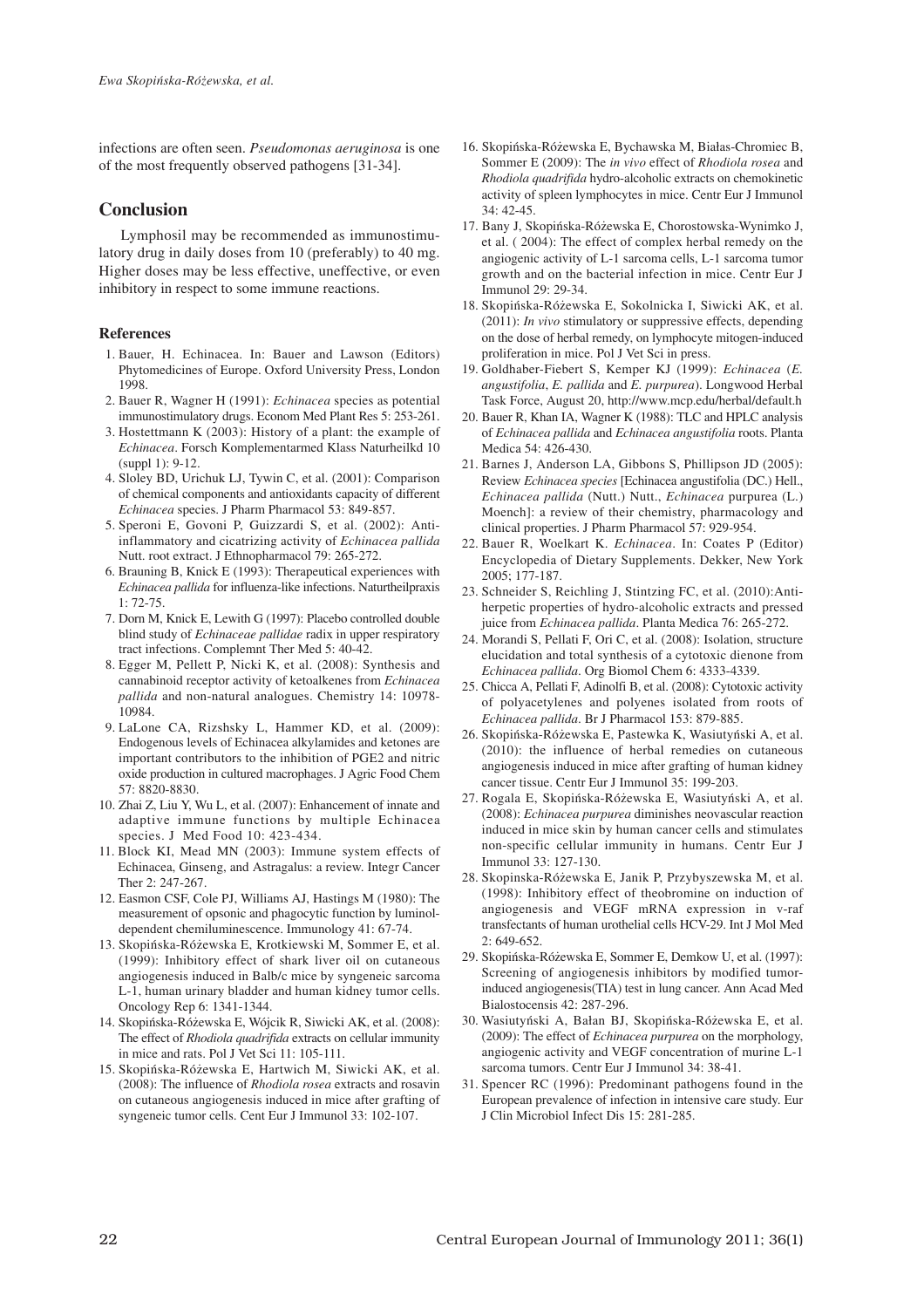infections are often seen. *Pseudomonas aeruginosa* is one of the most frequently observed pathogens [31-34].

## Conclusion

Lymphosil may be recommended as immunostimulatory drug in daily doses from 10 (preferably) to 40 mg. Higher doses may be less effective, uneffective, or even inhibitory in respect to some immune reactions.

### References

1. Bauer, H. Echinacea. In: Bauer and Lawson (Editors) Phytomedicines of Europe. Oxford University Press, London 1998.
2. Bauer R, Wagner H (1991): *Echinacea* species as potential immunostimulatory drugs. Econom Med Plant Res 5: 253-261.
3. Hostettmann K (2003): History of a plant: the example of *Echinacea*. Forsch Komplementarmed Klass Naturheilkd 10 (suppl 1): 9-12.
4. Sloley BD, Urichuk LJ, Tywin C, et al. (2001): Comparison of chemical components and antioxidants capacity of different *Echinacea* species. J Pharm Pharmacol 53: 849-857.
5. Speroni E, Govoni P, Guizzardi S, et al. (2002): Anti-inflammatory and cicatrizing activity of *Echinacea pallida* Nutt. root extract. J Ethnopharmacol 79: 265-272.
6. Brauning B, Knick E (1993): Therapeutical experiences with *Echinacea pallida* for influenza-like infections. Naturtheilpraxis 1: 72-75.
7. Dorn M, Knick E, Lewith G (1997): Placebo controlled double blind study of *Echinaceae pallidae* radix in upper respiratory tract infections. Complemnt Ther Med 5: 40-42.
8. Egger M, Pellett P, Nicki K, et al. (2008): Synthesis and cannabinoid receptor activity of ketoalkenes from *Echinacea pallida* and non-natural analogues. Chemistry 14: 10978-10984.
9. LaLone CA, Rizshsky L, Hammer KD, et al. (2009): Endogenous levels of Echinacea alkylamides and ketones are important contributors to the inhibition of PGE2 and nitric oxide production in cultured macrophages. J Agric Food Chem 57: 8820-8830.
10. Zhai Z, Liu Y, Wu L, et al. (2007): Enhancement of innate and adaptive immune functions by multiple Echinacea species. J Med Food 10: 423-434.
11. Block KI, Mead MN (2003): Immune system effects of Echinacea, Ginseng, and Astragalus: a review. Integr Cancer Ther 2: 247-267.
12. Easmon CSF, Cole PJ, Williams AJ, Hastings M (1980): The measurement of opsonic and phagocytic function by luminol-dependent chemiluminescence. Immunology 41: 67-74.
13. Skopińska-Różewska E, Krotkiewski M, Sommer E, et al. (1999): Inhibitory effect of shark liver oil on cutaneous angiogenesis induced in Balb/c mice by syngeneic sarcoma L-1, human urinary bladder and human kidney tumor cells. Oncology Rep 6: 1341-1344.
14. Skopińska-Różewska E, Wójcik R, Siwicki AK, et al. (2008): The effect of *Rhodiola quadrifida* extracts on cellular immunity in mice and rats. Pol J Vet Sci 11: 105-111.
15. Skopińska-Różewska E, Hartwich M, Siwicki AK, et al. (2008): The influence of *Rhodiola rosea* extracts and rosavin on cutaneous angiogenesis induced in mice after grafting of syngeneic tumor cells. Cent Eur J Immunol 33: 102-107.
16. Skopińska-Różewska E, Bychawska M, Białas-Chromiec B, Sommer E (2009): The *in vivo* effect of *Rhodiola rosea* and *Rhodiola quadrifida* hydro-alcoholic extracts on chemokinetic activity of spleen lymphocytes in mice. Centr Eur J Immunol 34: 42-45.
17. Bany J, Skopińska-Różewska E, Chorostowska-Wynimko J, et al. ( 2004): The effect of complex herbal remedy on the angiogenic activity of L-1 sarcoma cells, L-1 sarcoma tumor growth and on the bacterial infection in mice. Centr Eur J Immunol 29: 29-34.
18. Skopińska-Różewska E, Sokolnicka I, Siwicki AK, et al. (2011): *In vivo* stimulatory or suppressive effects, depending on the dose of herbal remedy, on lymphocyte mitogen-induced proliferation in mice. Pol J Vet Sci in press.
19. Goldhaber-Fiebert S, Kemper KJ (1999): *Echinacea* (*E. angustifolia*, *E. pallida* and *E. purpurea*). Longwood Herbal Task Force, August 20, http://www.mcp.edu/herbal/default.h
20. Bauer R, Khan IA, Wagner K (1988): TLC and HPLC analysis of *Echinacea pallida* and *Echinacea angustifolia* roots. Planta Medica 54: 426-430.
21. Barnes J, Anderson LA, Gibbons S, Phillipson JD (2005): Review *Echinacea species* [Echinacea angustifolia (DC.) Hell., *Echinacea pallida* (Nutt.) Nutt., *Echinacea* purpurea (L.) Moench]: a review of their chemistry, pharmacology and clinical properties. J Pharm Pharmacol 57: 929-954.
22. Bauer R, Woelkart K. *Echinacea*. In: Coates P (Editor) Encyclopedia of Dietary Supplements. Dekker, New York 2005; 177-187.
23. Schneider S, Reichling J, Stintzing FC, et al. (2010):Anti-herpetic properties of hydro-alcoholic extracts and pressed juice from *Echinacea pallida*. Planta Medica 76: 265-272.
24. Morandi S, Pellati F, Ori C, et al. (2008): Isolation, structure elucidation and total synthesis of a cytotoxic dienone from *Echinacea pallida*. Org Biomol Chem 6: 4333-4339.
25. Chicca A, Pellati F, Adinolfi B, et al. (2008): Cytotoxic activity of polyacetylenes and polyenes isolated from roots of *Echinacea pallida*. Br J Pharmacol 153: 879-885.
26. Skopińska-Różewska E, Pastewka K, Wasiutyński A, et al. (2010): the influence of herbal remedies on cutaneous angiogenesis induced in mice after grafting of human kidney cancer tissue. Centr Eur J Immunol 35: 199-203.
27. Rogala E, Skopińska-Różewska E, Wasiutyński A, et al. (2008): *Echinacea purpurea* diminishes neovascular reaction induced in mice skin by human cancer cells and stimulates non-specific cellular immunity in humans. Centr Eur J Immunol 33: 127-130.
28. Skopinska-Różewska E, Janik P, Przybyszewska M, et al. (1998): Inhibitory effect of theobromine on induction of angiogenesis and VEGF mRNA expression in v-raf transfectants of human urothelial cells HCV-29. Int J Mol Med 2: 649-652.
29. Skopińska-Różewska E, Sommer E, Demkow U, et al. (1997): Screening of angiogenesis inhibitors by modified tumor-induced angiogenesis(TIA) test in lung cancer. Ann Acad Med Bialostocensis 42: 287-296.
30. Wasiutyński A, Bałan BJ, Skopińska-Różewska E, et al. (2009): The effect of *Echinacea purpurea* on the morphology, angiogenic activity and VEGF concentration of murine L-1 sarcoma tumors. Centr Eur J Immunol 34: 38-41.
31. Spencer RC (1996): Predominant pathogens found in the European prevalence of infection in intensive care study. Eur J Clin Microbiol Infect Dis 15: 281-285.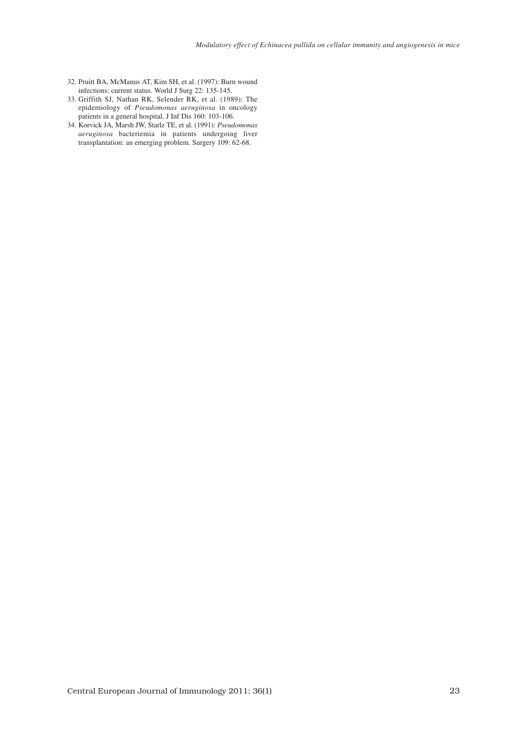32. Pruitt BA, McManus AT, Kim SH, et al. (1997): Burn wound infections: current status. World J Surg 22: 135-145.
33. Griffith SJ, Nathan RK, Selender RK, et al. (1989): The epidemiology of *Pseudomonas aeruginosa* in oncology patients in a general hospital. J Inf Dis 160: 103-106.
34. Korvick JA, Marsh JW, Starlz TE, et al. (1991): *Pseudomonas aeruginosa* bacteriemia in patients undergoing liver transplantation: an emerging problem. Surgery 109: 62-68.